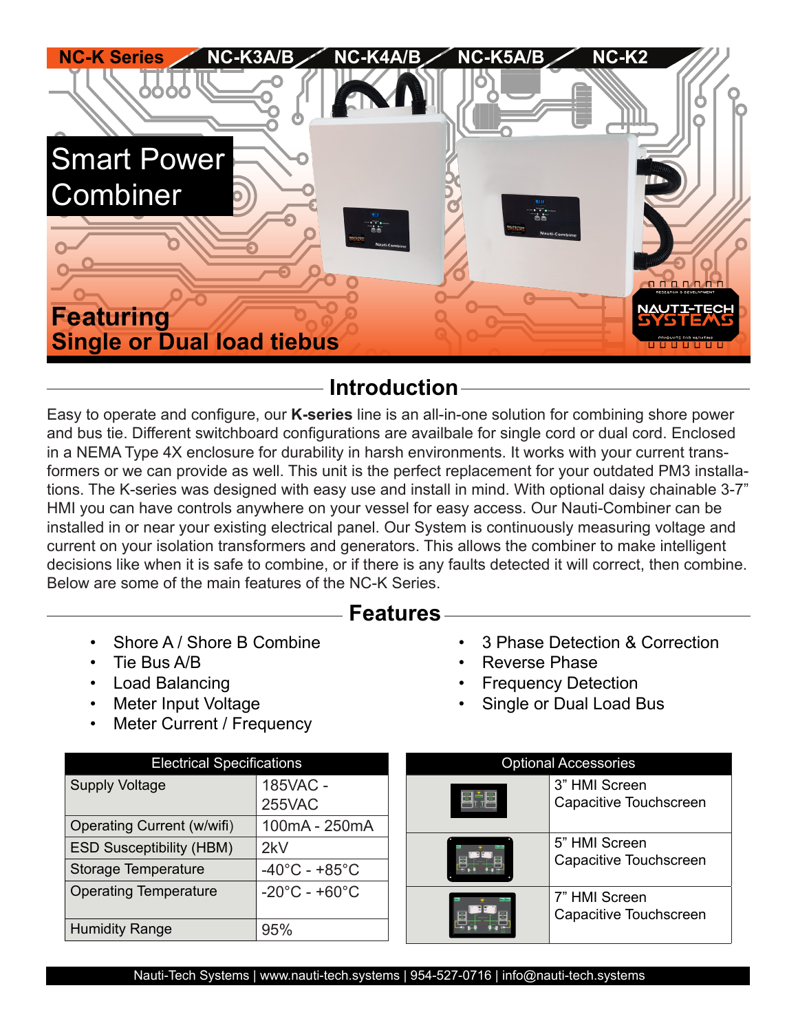NC-K Series | NC-K3A/B | NC-K4A/B | NC-K5A/B | NC-K2

# Smart Power Combiner

**Featuring**
**Single or Dual load tiebus**

## Introduction

Easy to operate and configure, our **K-series** line is an all-in-one solution for combining shore power and bus tie. Different switchboard configurations are availbale for single cord or dual cord. Enclosed in a NEMA Type 4X enclosure for durability in harsh environments. It works with your current transformers or we can provide as well. This unit is the perfect replacement for your outdated PM3 installations. The K-series was designed with easy use and install in mind. With optional daisy chainable 3-7" HMI you can have controls anywhere on your vessel for easy access. Our Nauti-Combiner can be installed in or near your existing electrical panel. Our System is continuously measuring voltage and current on your isolation transformers and generators. This allows the combiner to make intelligent decisions like when it is safe to combine, or if there is any faults detected it will correct, then combine. Below are some of the main features of the NC-K Series.

## Features

- Shore A / Shore B Combine
- Tie Bus A/B
- Load Balancing
- Meter Input Voltage
- Meter Current / Frequency
- 3 Phase Detection & Correction
- Reverse Phase
- Frequency Detection
- Single or Dual Load Bus

| Electrical Specifications | |
|---|---|
| Supply Voltage | 185VAC - 255VAC |
| Operating Current (w/wifi) | 100mA - 250mA |
| ESD Susceptibility (HBM) | 2kV |
| Storage Temperature | -40°C - +85°C |
| Operating Temperature | -20°C - +60°C |
| Humidity Range | 95% |

| Optional Accessories |
|---|
| 3" HMI Screen Capacitive Touchscreen |
| 5" HMI Screen Capacitive Touchscreen |
| 7" HMI Screen Capacitive Touchscreen |

Nauti-Tech Systems | www.nauti-tech.systems | 954-527-0716 | info@nauti-tech.systems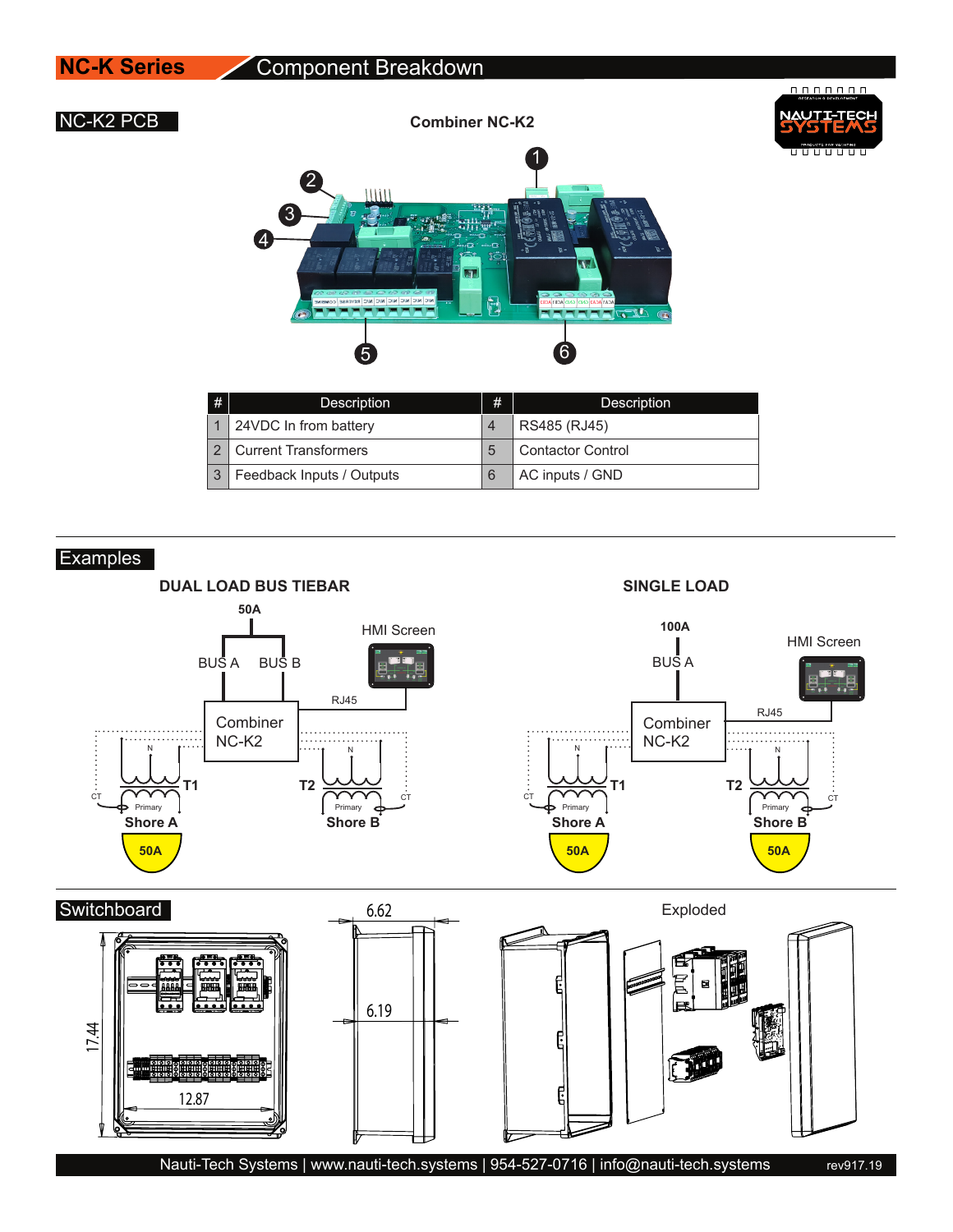## NC-K Series Component Breakdown

### NC-K2 PCB

Combiner NC-K2

| # | Description | # | Description |
|---|---|---|---|
| 1 | 24VDC In from battery | 4 | RS485 (RJ45) |
| 2 | Current Transformers | 5 | Contactor Control |
| 3 | Feedback Inputs / Outputs | 6 | AC inputs / GND |

### Examples

**DUAL LOAD BUS TIEBAR**

50A
BUS A BUS B
HMI Screen
RJ45
Combiner NC-K2
T1 T2
Shore A Shore B
50A

**SINGLE LOAD**

100A
BUS A
HMI Screen
RJ45
Combiner NC-K2
T1 T2
Shore A Shore B
50A 50A

### Switchboard

17.44
12.87
6.62
6.19
Exploded

Nauti-Tech Systems | www.nauti-tech.systems | 954-527-0716 | info@nauti-tech.systems

rev917.19